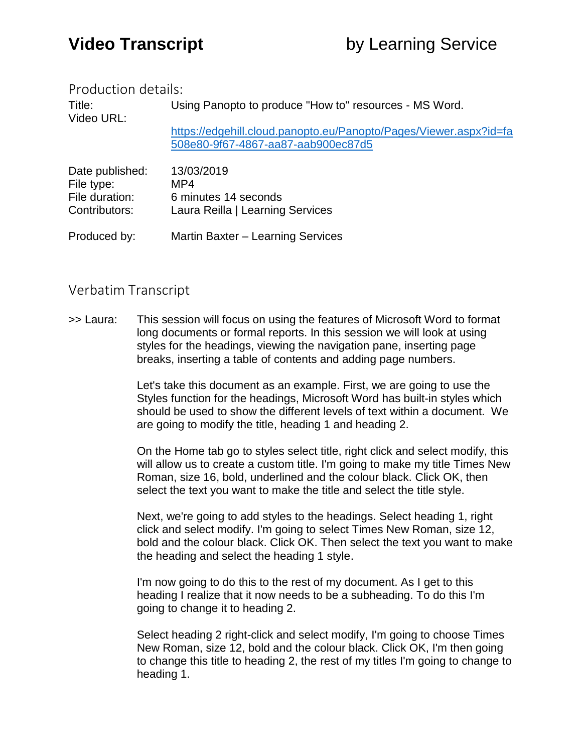# Video Transcript by Learning Service

## Production details:

| | |
|---|---|
| Title: | Using Panopto to produce "How to" resources - MS Word. |
| Video URL: | https://edgehill.cloud.panopto.eu/Panopto/Pages/Viewer.aspx?id=fa508e80-9f67-4867-aa87-aab900ec87d5 |
| Date published: | 13/03/2019 |
| File type: | MP4 |
| File duration: | 6 minutes 14 seconds |
| Contributors: | Laura Reilla \| Learning Services |
| Produced by: | Martin Baxter – Learning Services |

## Verbatim Transcript

>> Laura: This session will focus on using the features of Microsoft Word to format long documents or formal reports. In this session we will look at using styles for the headings, viewing the navigation pane, inserting page breaks, inserting a table of contents and adding page numbers.

Let's take this document as an example. First, we are going to use the Styles function for the headings, Microsoft Word has built-in styles which should be used to show the different levels of text within a document. We are going to modify the title, heading 1 and heading 2.

On the Home tab go to styles select title, right click and select modify, this will allow us to create a custom title. I'm going to make my title Times New Roman, size 16, bold, underlined and the colour black. Click OK, then select the text you want to make the title and select the title style.

Next, we're going to add styles to the headings. Select heading 1, right click and select modify. I'm going to select Times New Roman, size 12, bold and the colour black. Click OK. Then select the text you want to make the heading and select the heading 1 style.

I'm now going to do this to the rest of my document. As I get to this heading I realize that it now needs to be a subheading. To do this I'm going to change it to heading 2.

Select heading 2 right-click and select modify, I'm going to choose Times New Roman, size 12, bold and the colour black. Click OK, I'm then going to change this title to heading 2, the rest of my titles I'm going to change to heading 1.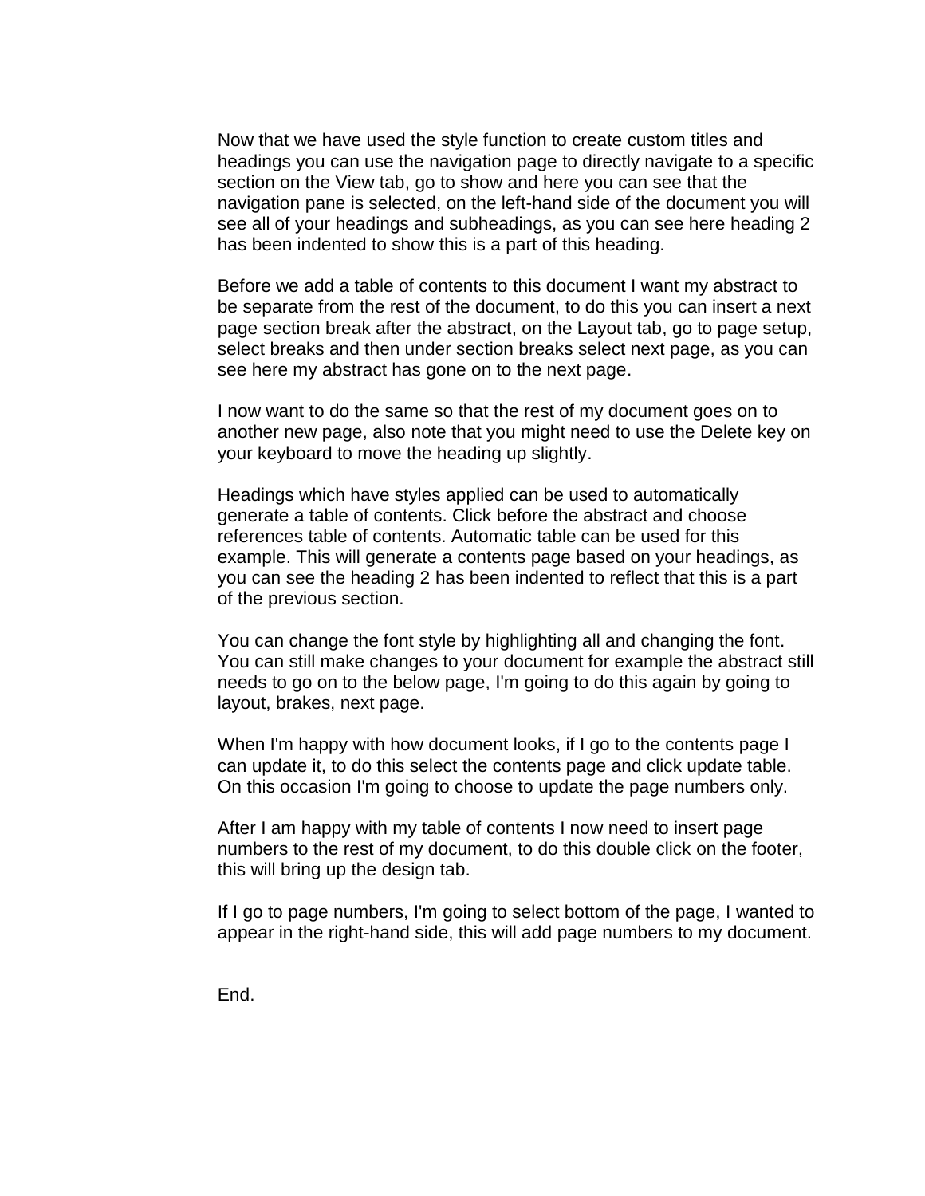Now that we have used the style function to create custom titles and headings you can use the navigation page to directly navigate to a specific section on the View tab, go to show and here you can see that the navigation pane is selected, on the left-hand side of the document you will see all of your headings and subheadings, as you can see here heading 2 has been indented to show this is a part of this heading.

Before we add a table of contents to this document I want my abstract to be separate from the rest of the document, to do this you can insert a next page section break after the abstract, on the Layout tab, go to page setup, select breaks and then under section breaks select next page, as you can see here my abstract has gone on to the next page.

I now want to do the same so that the rest of my document goes on to another new page, also note that you might need to use the Delete key on your keyboard to move the heading up slightly.

Headings which have styles applied can be used to automatically generate a table of contents. Click before the abstract and choose references table of contents. Automatic table can be used for this example. This will generate a contents page based on your headings, as you can see the heading 2 has been indented to reflect that this is a part of the previous section.

You can change the font style by highlighting all and changing the font. You can still make changes to your document for example the abstract still needs to go on to the below page, I'm going to do this again by going to layout, brakes, next page.

When I'm happy with how document looks, if I go to the contents page I can update it, to do this select the contents page and click update table. On this occasion I'm going to choose to update the page numbers only.

After I am happy with my table of contents I now need to insert page numbers to the rest of my document, to do this double click on the footer, this will bring up the design tab.

If I go to page numbers, I'm going to select bottom of the page, I wanted to appear in the right-hand side, this will add page numbers to my document.

End.